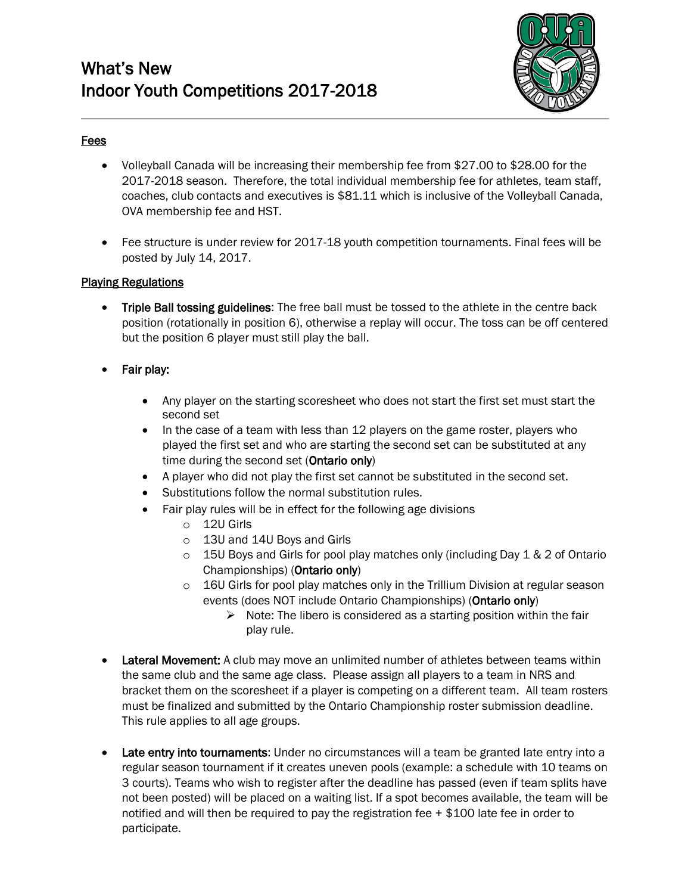# What's New
# Indoor Youth Competitions 2017-2018

## Fees

- Volleyball Canada will be increasing their membership fee from $27.00 to $28.00 for the 2017-2018 season. Therefore, the total individual membership fee for athletes, team staff, coaches, club contacts and executives is $81.11 which is inclusive of the Volleyball Canada, OVA membership fee and HST.

- Fee structure is under review for 2017-18 youth competition tournaments. Final fees will be posted by July 14, 2017.

## Playing Regulations

- **Triple Ball tossing guidelines**: The free ball must be tossed to the athlete in the centre back position (rotationally in position 6), otherwise a replay will occur. The toss can be off centered but the position 6 player must still play the ball.

- **Fair play:**
  - Any player on the starting scoresheet who does not start the first set must start the second set
  - In the case of a team with less than 12 players on the game roster, players who played the first set and who are starting the second set can be substituted at any time during the second set (**Ontario only**)
  - A player who did not play the first set cannot be substituted in the second set.
  - Substitutions follow the normal substitution rules.
  - Fair play rules will be in effect for the following age divisions
    - 12U Girls
    - 13U and 14U Boys and Girls
    - 15U Boys and Girls for pool play matches only (including Day 1 & 2 of Ontario Championships) (**Ontario only**)
    - 16U Girls for pool play matches only in the Trillium Division at regular season events (does NOT include Ontario Championships) (**Ontario only**)
      - Note: The libero is considered as a starting position within the fair play rule.

- **Lateral Movement:** A club may move an unlimited number of athletes between teams within the same club and the same age class. Please assign all players to a team in NRS and bracket them on the scoresheet if a player is competing on a different team. All team rosters must be finalized and submitted by the Ontario Championship roster submission deadline. This rule applies to all age groups.

- **Late entry into tournaments**: Under no circumstances will a team be granted late entry into a regular season tournament if it creates uneven pools (example: a schedule with 10 teams on 3 courts). Teams who wish to register after the deadline has passed (even if team splits have not been posted) will be placed on a waiting list. If a spot becomes available, the team will be notified and will then be required to pay the registration fee + $100 late fee in order to participate.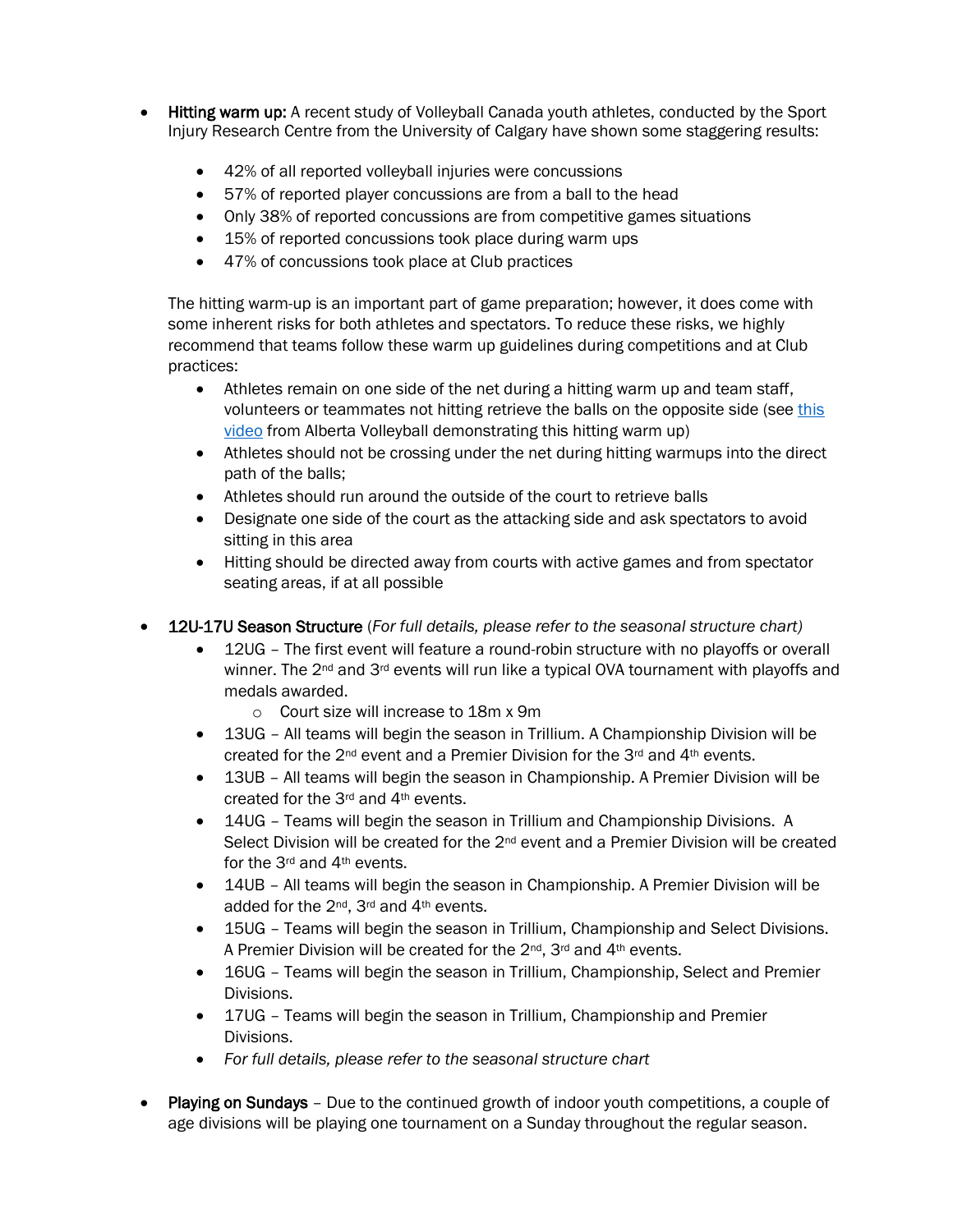- **Hitting warm up:** A recent study of Volleyball Canada youth athletes, conducted by the Sport Injury Research Centre from the University of Calgary have shown some staggering results:

    - 42% of all reported volleyball injuries were concussions
    - 57% of reported player concussions are from a ball to the head
    - Only 38% of reported concussions are from competitive games situations
    - 15% of reported concussions took place during warm ups
    - 47% of concussions took place at Club practices

    The hitting warm-up is an important part of game preparation; however, it does come with some inherent risks for both athletes and spectators. To reduce these risks, we highly recommend that teams follow these warm up guidelines during competitions and at Club practices:

    - Athletes remain on one side of the net during a hitting warm up and team staff, volunteers or teammates not hitting retrieve the balls on the opposite side (see this video from Alberta Volleyball demonstrating this hitting warm up)
    - Athletes should not be crossing under the net during hitting warmups into the direct path of the balls;
    - Athletes should run around the outside of the court to retrieve balls
    - Designate one side of the court as the attacking side and ask spectators to avoid sitting in this area
    - Hitting should be directed away from courts with active games and from spectator seating areas, if at all possible

- **12U-17U Season Structure** (*For full details, please refer to the seasonal structure chart)*
    - 12UG – The first event will feature a round-robin structure with no playoffs or overall winner. The 2nd and 3rd events will run like a typical OVA tournament with playoffs and medals awarded.
        - Court size will increase to 18m x 9m
    - 13UG – All teams will begin the season in Trillium. A Championship Division will be created for the 2nd event and a Premier Division for the 3rd and 4th events.
    - 13UB – All teams will begin the season in Championship. A Premier Division will be created for the 3rd and 4th events.
    - 14UG – Teams will begin the season in Trillium and Championship Divisions. A Select Division will be created for the 2nd event and a Premier Division will be created for the 3rd and 4th events.
    - 14UB – All teams will begin the season in Championship. A Premier Division will be added for the 2nd, 3rd and 4th events.
    - 15UG – Teams will begin the season in Trillium, Championship and Select Divisions. A Premier Division will be created for the 2nd, 3rd and 4th events.
    - 16UG – Teams will begin the season in Trillium, Championship, Select and Premier Divisions.
    - 17UG – Teams will begin the season in Trillium, Championship and Premier Divisions.
    - *For full details, please refer to the seasonal structure chart*

- **Playing on Sundays** – Due to the continued growth of indoor youth competitions, a couple of age divisions will be playing one tournament on a Sunday throughout the regular season.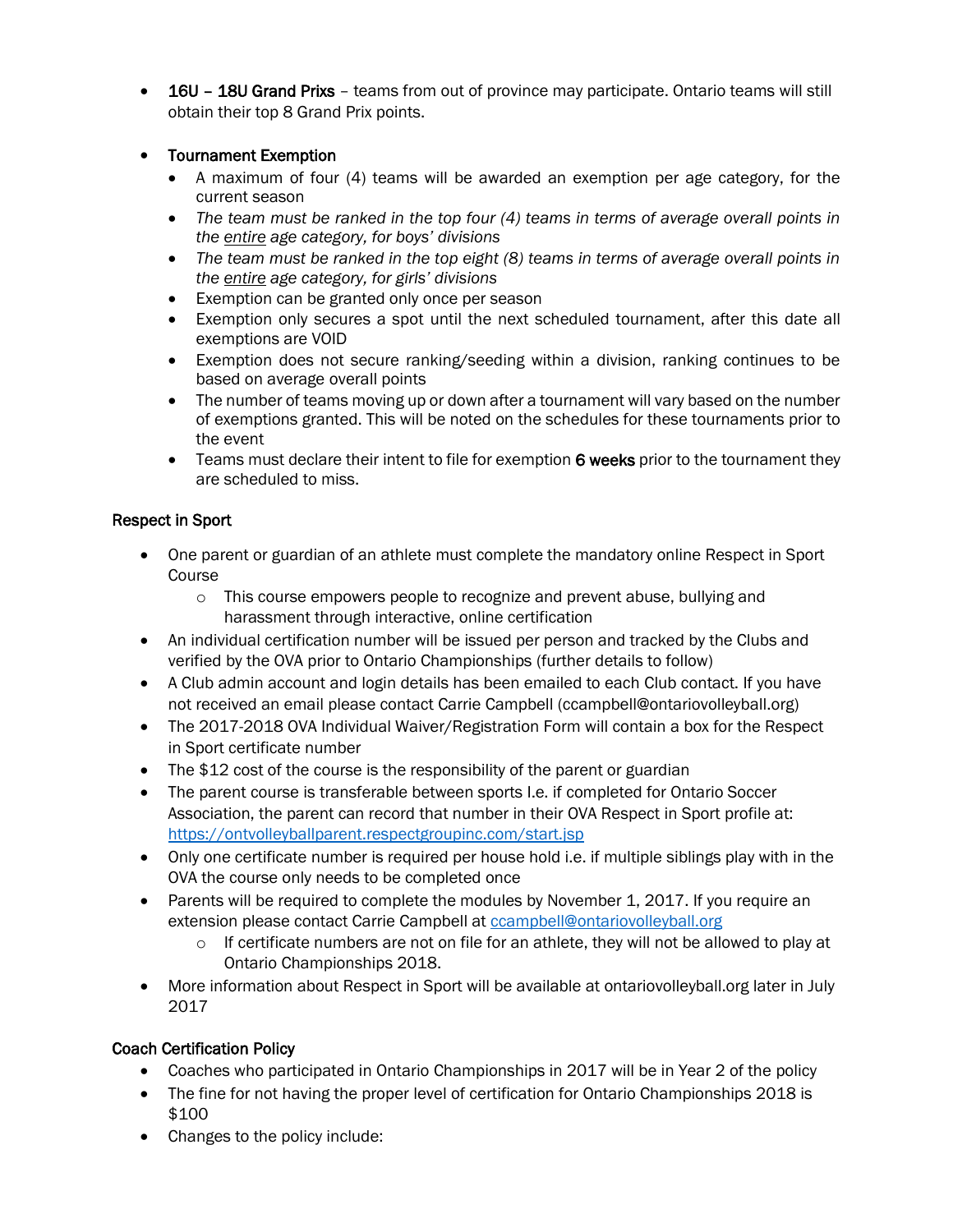- **16U – 18U Grand Prixs** – teams from out of province may participate. Ontario teams will still obtain their top 8 Grand Prix points.

- **Tournament Exemption**
  - A maximum of four (4) teams will be awarded an exemption per age category, for the current season
  - *The team must be ranked in the top four (4) teams in terms of average overall points in the entire age category, for boys' divisions*
  - *The team must be ranked in the top eight (8) teams in terms of average overall points in the entire age category, for girls' divisions*
  - Exemption can be granted only once per season
  - Exemption only secures a spot until the next scheduled tournament, after this date all exemptions are VOID
  - Exemption does not secure ranking/seeding within a division, ranking continues to be based on average overall points
  - The number of teams moving up or down after a tournament will vary based on the number of exemptions granted. This will be noted on the schedules for these tournaments prior to the event
  - Teams must declare their intent to file for exemption **6 weeks** prior to the tournament they are scheduled to miss.

### Respect in Sport

- One parent or guardian of an athlete must complete the mandatory online Respect in Sport Course
  - This course empowers people to recognize and prevent abuse, bullying and harassment through interactive, online certification
- An individual certification number will be issued per person and tracked by the Clubs and verified by the OVA prior to Ontario Championships (further details to follow)
- A Club admin account and login details has been emailed to each Club contact. If you have not received an email please contact Carrie Campbell (ccampbell@ontariovolleyball.org)
- The 2017-2018 OVA Individual Waiver/Registration Form will contain a box for the Respect in Sport certificate number
- The $12 cost of the course is the responsibility of the parent or guardian
- The parent course is transferable between sports I.e. if completed for Ontario Soccer Association, the parent can record that number in their OVA Respect in Sport profile at: https://ontvolleyballparent.respectgroupinc.com/start.jsp
- Only one certificate number is required per house hold i.e. if multiple siblings play with in the OVA the course only needs to be completed once
- Parents will be required to complete the modules by November 1, 2017. If you require an extension please contact Carrie Campbell at ccampbell@ontariovolleyball.org
  - If certificate numbers are not on file for an athlete, they will not be allowed to play at Ontario Championships 2018.
- More information about Respect in Sport will be available at ontariovolleyball.org later in July 2017

### Coach Certification Policy

- Coaches who participated in Ontario Championships in 2017 will be in Year 2 of the policy
- The fine for not having the proper level of certification for Ontario Championships 2018 is $100
- Changes to the policy include: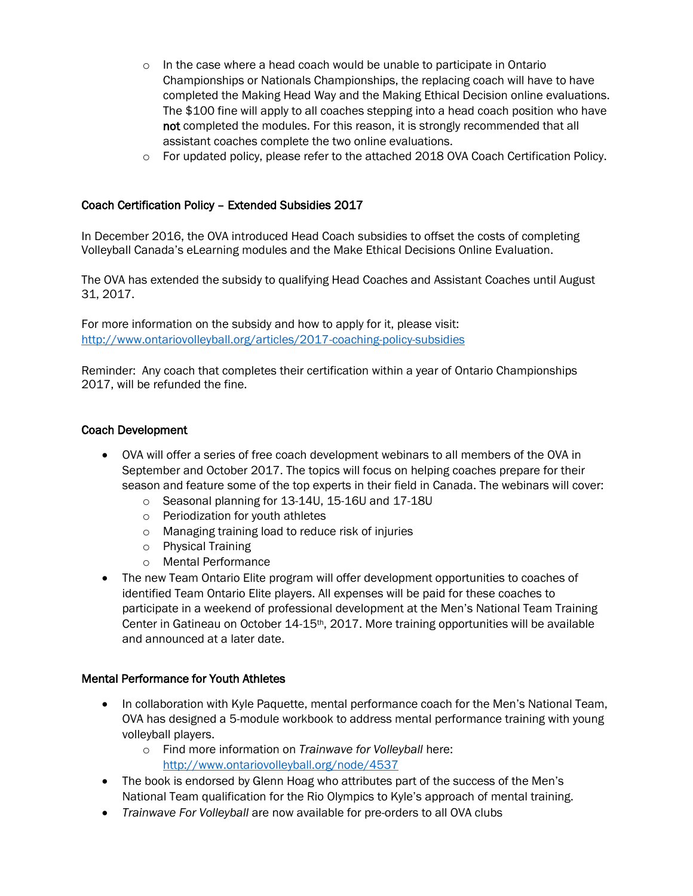- In the case where a head coach would be unable to participate in Ontario Championships or Nationals Championships, the replacing coach will have to have completed the Making Head Way and the Making Ethical Decision online evaluations. The $100 fine will apply to all coaches stepping into a head coach position who have **not** completed the modules. For this reason, it is strongly recommended that all assistant coaches complete the two online evaluations.
  - For updated policy, please refer to the attached 2018 OVA Coach Certification Policy.

### Coach Certification Policy – Extended Subsidies 2017

In December 2016, the OVA introduced Head Coach subsidies to offset the costs of completing Volleyball Canada's eLearning modules and the Make Ethical Decisions Online Evaluation.

The OVA has extended the subsidy to qualifying Head Coaches and Assistant Coaches until August 31, 2017.

For more information on the subsidy and how to apply for it, please visit: http://www.ontariovolleyball.org/articles/2017-coaching-policy-subsidies

Reminder: Any coach that completes their certification within a year of Ontario Championships 2017, will be refunded the fine.

### Coach Development

- OVA will offer a series of free coach development webinars to all members of the OVA in September and October 2017. The topics will focus on helping coaches prepare for their season and feature some of the top experts in their field in Canada. The webinars will cover:
  - Seasonal planning for 13-14U, 15-16U and 17-18U
  - Periodization for youth athletes
  - Managing training load to reduce risk of injuries
  - Physical Training
  - Mental Performance
- The new Team Ontario Elite program will offer development opportunities to coaches of identified Team Ontario Elite players. All expenses will be paid for these coaches to participate in a weekend of professional development at the Men's National Team Training Center in Gatineau on October 14-15th, 2017. More training opportunities will be available and announced at a later date.

### Mental Performance for Youth Athletes

- In collaboration with Kyle Paquette, mental performance coach for the Men's National Team, OVA has designed a 5-module workbook to address mental performance training with young volleyball players.
  - Find more information on *Trainwave for Volleyball* here: http://www.ontariovolleyball.org/node/4537
- The book is endorsed by Glenn Hoag who attributes part of the success of the Men's National Team qualification for the Rio Olympics to Kyle's approach of mental training.
- *Trainwave For Volleyball* are now available for pre-orders to all OVA clubs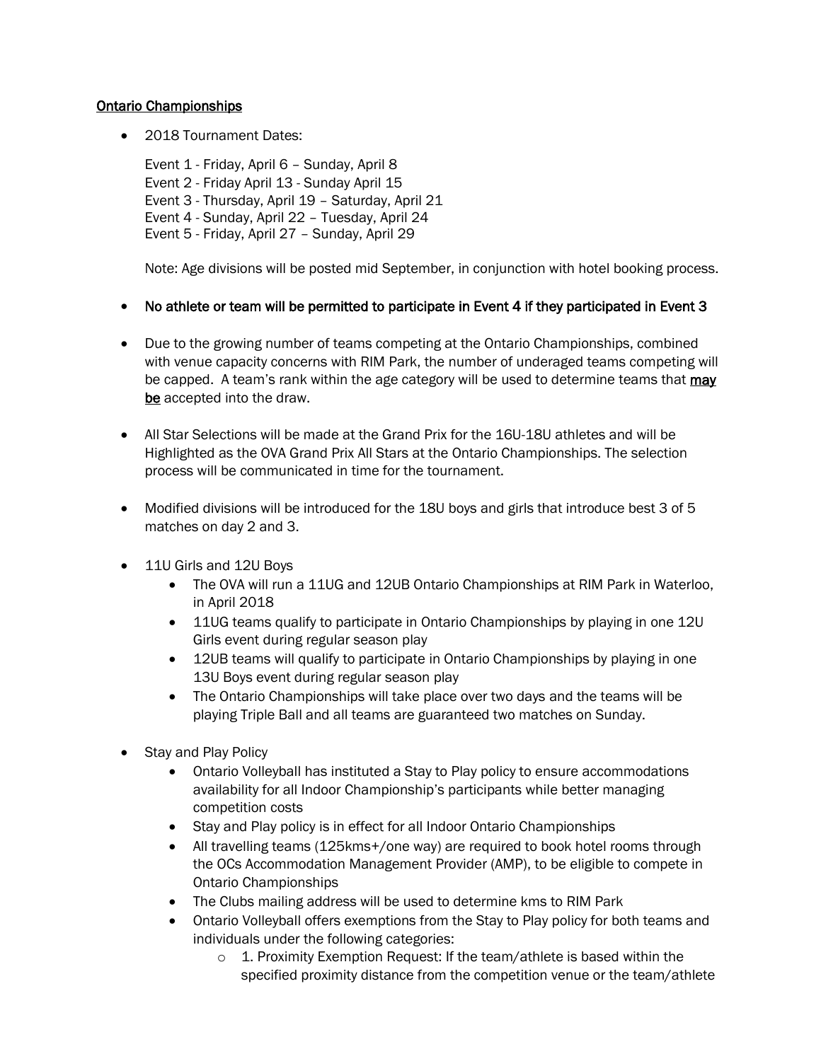## Ontario Championships

- 2018 Tournament Dates:

  Event 1 - Friday, April 6 – Sunday, April 8
  Event 2 - Friday April 13 - Sunday April 15
  Event 3 - Thursday, April 19 – Saturday, April 21
  Event 4 - Sunday, April 22 – Tuesday, April 24
  Event 5 - Friday, April 27 – Sunday, April 29

  Note: Age divisions will be posted mid September, in conjunction with hotel booking process.

- No athlete or team will be permitted to participate in Event 4 if they participated in Event 3

- Due to the growing number of teams competing at the Ontario Championships, combined with venue capacity concerns with RIM Park, the number of underaged teams competing will be capped. A team's rank within the age category will be used to determine teams that **may be** accepted into the draw.

- All Star Selections will be made at the Grand Prix for the 16U-18U athletes and will be Highlighted as the OVA Grand Prix All Stars at the Ontario Championships. The selection process will be communicated in time for the tournament.

- Modified divisions will be introduced for the 18U boys and girls that introduce best 3 of 5 matches on day 2 and 3.

- 11U Girls and 12U Boys
  - The OVA will run a 11UG and 12UB Ontario Championships at RIM Park in Waterloo, in April 2018
  - 11UG teams qualify to participate in Ontario Championships by playing in one 12U Girls event during regular season play
  - 12UB teams will qualify to participate in Ontario Championships by playing in one 13U Boys event during regular season play
  - The Ontario Championships will take place over two days and the teams will be playing Triple Ball and all teams are guaranteed two matches on Sunday.

- Stay and Play Policy
  - Ontario Volleyball has instituted a Stay to Play policy to ensure accommodations availability for all Indoor Championship's participants while better managing competition costs
  - Stay and Play policy is in effect for all Indoor Ontario Championships
  - All travelling teams (125kms+/one way) are required to book hotel rooms through the OCs Accommodation Management Provider (AMP), to be eligible to compete in Ontario Championships
  - The Clubs mailing address will be used to determine kms to RIM Park
  - Ontario Volleyball offers exemptions from the Stay to Play policy for both teams and individuals under the following categories:
    - 1. Proximity Exemption Request: If the team/athlete is based within the specified proximity distance from the competition venue or the team/athlete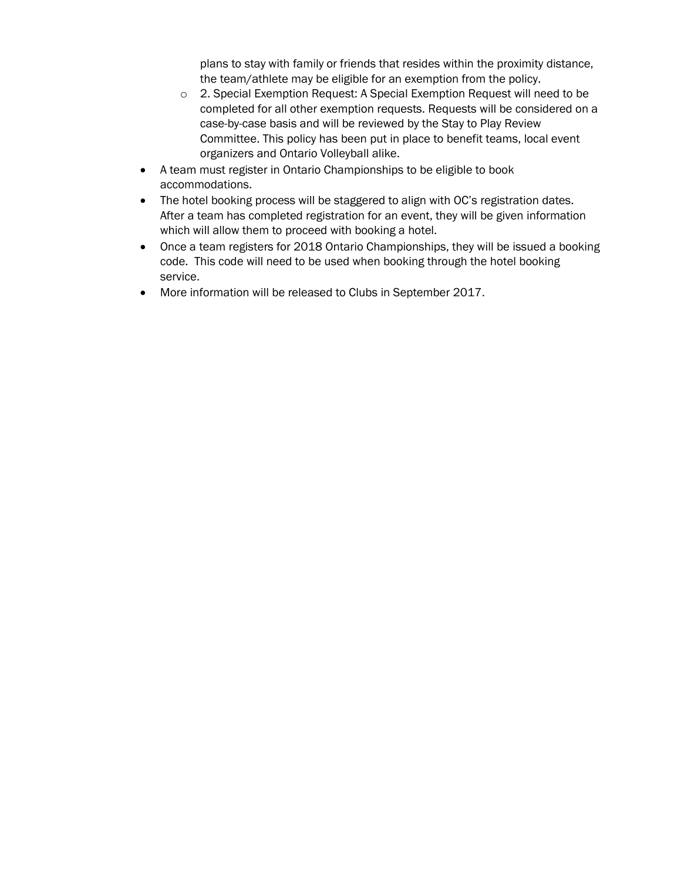plans to stay with family or friends that resides within the proximity distance, the team/athlete may be eligible for an exemption from the policy.
  - 2. Special Exemption Request: A Special Exemption Request will need to be completed for all other exemption requests. Requests will be considered on a case-by-case basis and will be reviewed by the Stay to Play Review Committee. This policy has been put in place to benefit teams, local event organizers and Ontario Volleyball alike.
- A team must register in Ontario Championships to be eligible to book accommodations.
- The hotel booking process will be staggered to align with OC's registration dates. After a team has completed registration for an event, they will be given information which will allow them to proceed with booking a hotel.
- Once a team registers for 2018 Ontario Championships, they will be issued a booking code. This code will need to be used when booking through the hotel booking service.
- More information will be released to Clubs in September 2017.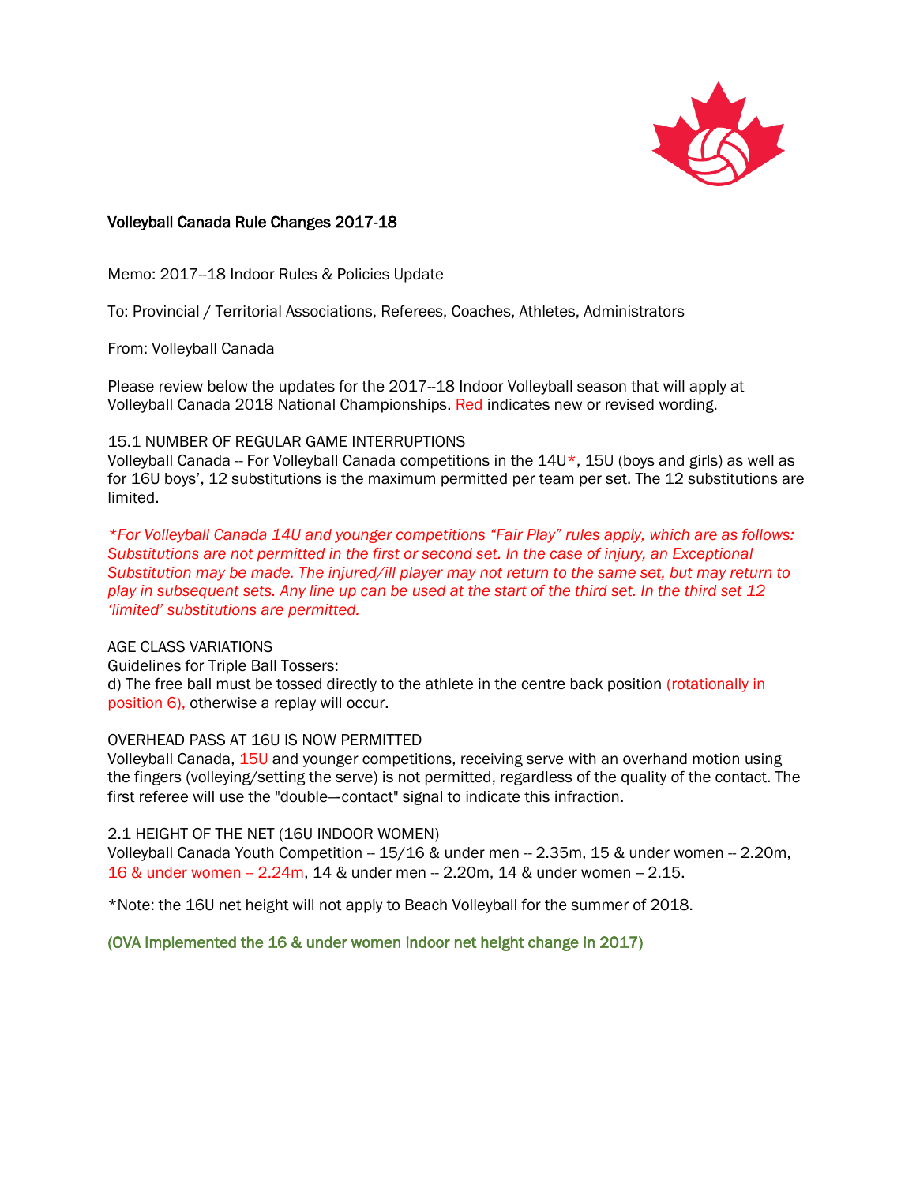# Volleyball Canada Rule Changes 2017-18

Memo: 2017--18 Indoor Rules & Policies Update

To: Provincial / Territorial Associations, Referees, Coaches, Athletes, Administrators

From: Volleyball Canada

Please review below the updates for the 2017--18 Indoor Volleyball season that will apply at Volleyball Canada 2018 National Championships. Red indicates new or revised wording.

15.1 NUMBER OF REGULAR GAME INTERRUPTIONS

Volleyball Canada -- For Volleyball Canada competitions in the 14U*, 15U (boys and girls) as well as for 16U boys', 12 substitutions is the maximum permitted per team per set. The 12 substitutions are limited.

*\*For Volleyball Canada 14U and younger competitions "Fair Play" rules apply, which are as follows: Substitutions are not permitted in the first or second set. In the case of injury, an Exceptional Substitution may be made. The injured/ill player may not return to the same set, but may return to play in subsequent sets. Any line up can be used at the start of the third set. In the third set 12 'limited' substitutions are permitted.*

AGE CLASS VARIATIONS

Guidelines for Triple Ball Tossers:

d) The free ball must be tossed directly to the athlete in the centre back position (rotationally in position 6), otherwise a replay will occur.

OVERHEAD PASS AT 16U IS NOW PERMITTED

Volleyball Canada, 15U and younger competitions, receiving serve with an overhand motion using the fingers (volleying/setting the serve) is not permitted, regardless of the quality of the contact. The first referee will use the "double---contact" signal to indicate this infraction.

2.1 HEIGHT OF THE NET (16U INDOOR WOMEN)

Volleyball Canada Youth Competition -- 15/16 & under men -- 2.35m, 15 & under women -- 2.20m, 16 & under women -- 2.24m, 14 & under men -- 2.20m, 14 & under women -- 2.15.

*Note: the 16U net height will not apply to Beach Volleyball for the summer of 2018.

(OVA Implemented the 16 & under women indoor net height change in 2017)